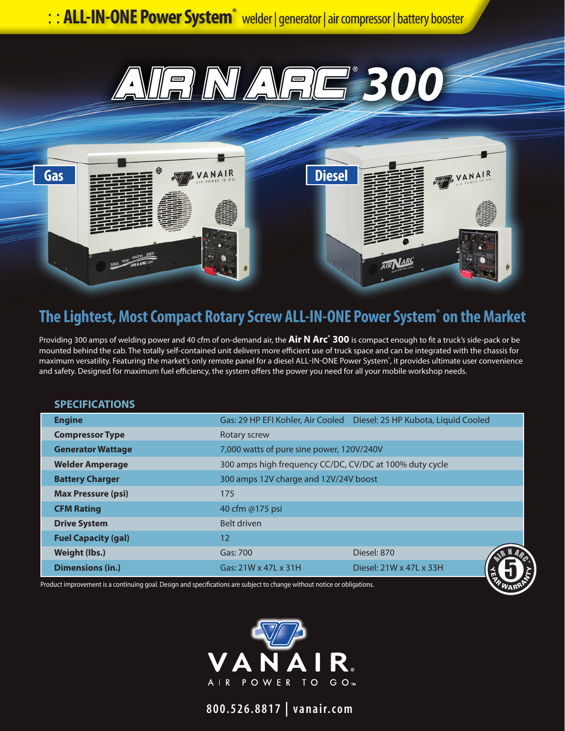: : **ALL-IN-ONE Power System®** welder | generator | air compressor | battery booster

# AIR N ARC® 300

Gas

Diesel

## The Lightest, Most Compact Rotary Screw ALL-IN-ONE Power System® on the Market

Providing 300 amps of welding power and 40 cfm of on-demand air, the **Air N Arc® 300** is compact enough to fit a truck's side-pack or be mounted behind the cab. The totally self-contained unit delivers more efficient use of truck space and can be integrated with the chassis for maximum versatility. Featuring the market's only remote panel for a diesel ALL-IN-ONE Power System®, it provides ultimate user convenience and safety. Designed for maximum fuel efficiency, the system offers the power you need for all your mobile workshop needs.

### SPECIFICATIONS

| | | |
|---|---|---|
| **Engine** | Gas: 29 HP EFI Kohler, Air Cooled | Diesel: 25 HP Kubota, Liquid Cooled |
| **Compressor Type** | Rotary screw | |
| **Generator Wattage** | 7,000 watts of pure sine power, 120V/240V | |
| **Welder Amperage** | 300 amps high frequency CC/DC, CV/DC at 100% duty cycle | |
| **Battery Charger** | 300 amps 12V charge and 12V/24V boost | |
| **Max Pressure (psi)** | 175 | |
| **CFM Rating** | 40 cfm @175 psi | |
| **Drive System** | Belt driven | |
| **Fuel Capacity (gal)** | 12 | |
| **Weight (lbs.)** | Gas: 700 | Diesel: 870 |
| **Dimensions (in.)** | Gas: 21W x 47L x 31H | Diesel: 21W x 47L x 33H |

Product improvement is a continuing goal. Design and specifications are subject to change without notice or obligations.

AIR N ARC® 5 YEAR WARRANTY

VANAIR®
AIR POWER TO GO™

800.526.8817 | vanair.com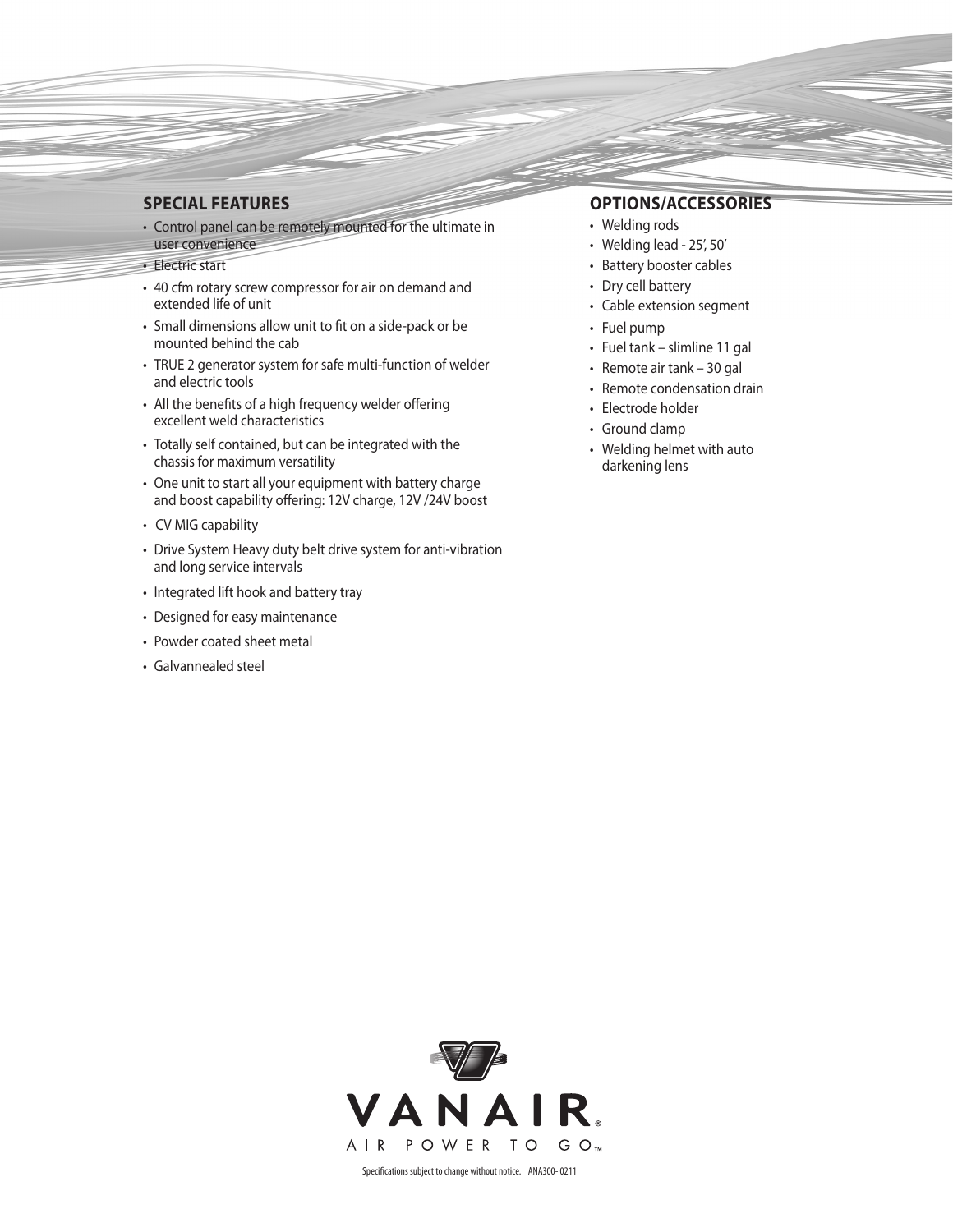## SPECIAL FEATURES

- Control panel can be remotely mounted for the ultimate in user convenience
- Electric start
- 40 cfm rotary screw compressor for air on demand and extended life of unit
- Small dimensions allow unit to fit on a side-pack or be mounted behind the cab
- TRUE 2 generator system for safe multi-function of welder and electric tools
- All the benefits of a high frequency welder offering excellent weld characteristics
- Totally self contained, but can be integrated with the chassis for maximum versatility
- One unit to start all your equipment with battery charge and boost capability offering: 12V charge, 12V /24V boost
- CV MIG capability
- Drive System Heavy duty belt drive system for anti-vibration and long service intervals
- Integrated lift hook and battery tray
- Designed for easy maintenance
- Powder coated sheet metal
- Galvannealed steel

## OPTIONS/ACCESSORIES

- Welding rods
- Welding lead - 25', 50'
- Battery booster cables
- Dry cell battery
- Cable extension segment
- Fuel pump
- Fuel tank – slimline 11 gal
- Remote air tank – 30 gal
- Remote condensation drain
- Electrode holder
- Ground clamp
- Welding helmet with auto darkening lens

VANAIR®
AIR POWER TO GO™

Specifications subject to change without notice. ANA300- 0211